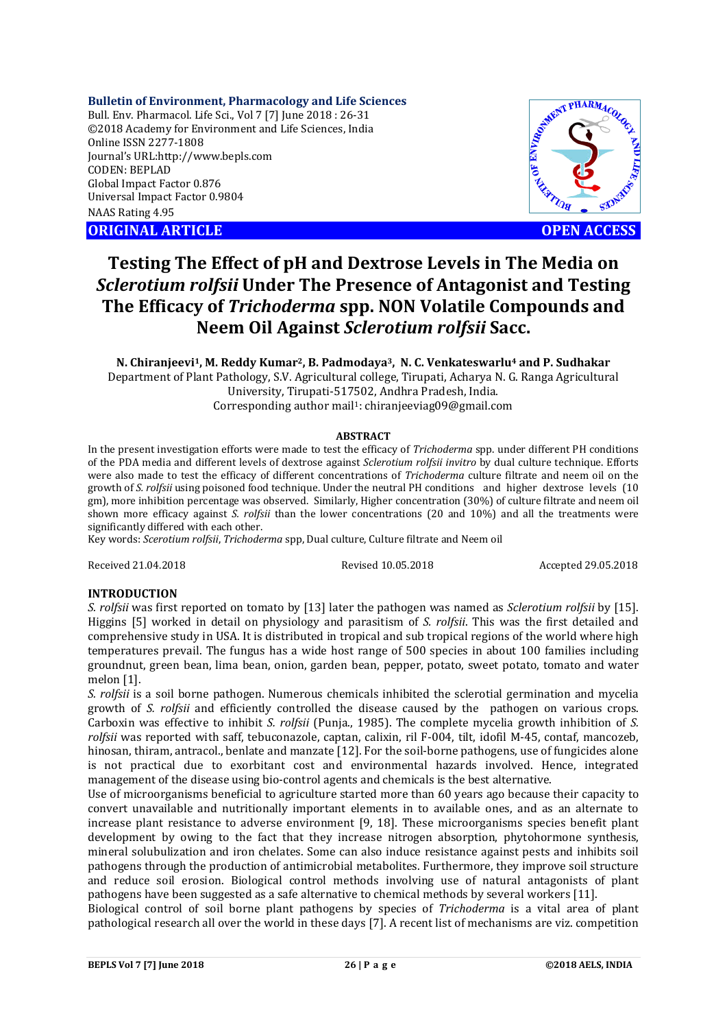**Bulletin of Environment, Pharmacology and Life Sciences**
Bull. Env. Pharmacol. Life Sci., Vol 7 [7] June 2018 : 26-31
©2018 Academy for Environment and Life Sciences, India
Online ISSN 2277-1808
Journal's URL:http://www.bepls.com
CODEN: BEPLAD
Global Impact Factor 0.876
Universal Impact Factor 0.9804
NAAS Rating 4.95

**ORIGINAL ARTICLE** **OPEN ACCESS**

# Testing The Effect of pH and Dextrose Levels in The Media on *Sclerotium rolfsii* Under The Presence of Antagonist and Testing The Efficacy of *Trichoderma* spp. NON Volatile Compounds and Neem Oil Against *Sclerotium rolfsii* Sacc.

**N. Chiranjeevi[1], M. Reddy Kumar[2], B. Padmodaya[3], N. C. Venkateswarlu[4] and P. Sudhakar**

Department of Plant Pathology, S.V. Agricultural college, Tirupati, Acharya N. G. Ranga Agricultural University, Tirupati-517502, Andhra Pradesh, India.

Corresponding author mail[1]: chiranjeeviag09@gmail.com

## ABSTRACT

In the present investigation efforts were made to test the efficacy of *Trichoderma* spp. under different PH conditions of the PDA media and different levels of dextrose against *Sclerotium rolfsii invitro* by dual culture technique. Efforts were also made to test the efficacy of different concentrations of *Trichoderma* culture filtrate and neem oil on the growth of *S. rolfsii* using poisoned food technique. Under the neutral PH conditions and higher dextrose levels (10 gm), more inhibition percentage was observed. Similarly, Higher concentration (30%) of culture filtrate and neem oil shown more efficacy against *S. rolfsii* than the lower concentrations (20 and 10%) and all the treatments were significantly differed with each other.

Key words: *Scerotium rolfsii*, *Trichoderma* spp, Dual culture, Culture filtrate and Neem oil

Received 21.04.2018 Revised 10.05.2018 Accepted 29.05.2018

## INTRODUCTION

*S. rolfsii* was first reported on tomato by [13] later the pathogen was named as *Sclerotium rolfsii* by [15]. Higgins [5] worked in detail on physiology and parasitism of *S. rolfsii*. This was the first detailed and comprehensive study in USA. It is distributed in tropical and sub tropical regions of the world where high temperatures prevail. The fungus has a wide host range of 500 species in about 100 families including groundnut, green bean, lima bean, onion, garden bean, pepper, potato, sweet potato, tomato and water melon [1].

*S. rolfsii* is a soil borne pathogen. Numerous chemicals inhibited the sclerotial germination and mycelia growth of *S. rolfsii* and efficiently controlled the disease caused by the pathogen on various crops. Carboxin was effective to inhibit *S. rolfsii* (Punja., 1985). The complete mycelia growth inhibition of *S. rolfsii* was reported with saff, tebuconazole, captan, calixin, ril F-004, tilt, idofil M-45, contaf, mancozeb, hinosan, thiram, antracol., benlate and manzate [12]. For the soil-borne pathogens, use of fungicides alone is not practical due to exorbitant cost and environmental hazards involved. Hence, integrated management of the disease using bio-control agents and chemicals is the best alternative.

Use of microorganisms beneficial to agriculture started more than 60 years ago because their capacity to convert unavailable and nutritionally important elements in to available ones, and as an alternate to increase plant resistance to adverse environment [9, 18]. These microorganisms species benefit plant development by owing to the fact that they increase nitrogen absorption, phytohormone synthesis, mineral solubulization and iron chelates. Some can also induce resistance against pests and inhibits soil pathogens through the production of antimicrobial metabolites. Furthermore, they improve soil structure and reduce soil erosion. Biological control methods involving use of natural antagonists of plant pathogens have been suggested as a safe alternative to chemical methods by several workers [11].

Biological control of soil borne plant pathogens by species of *Trichoderma* is a vital area of plant pathological research all over the world in these days [7]. A recent list of mechanisms are viz. competition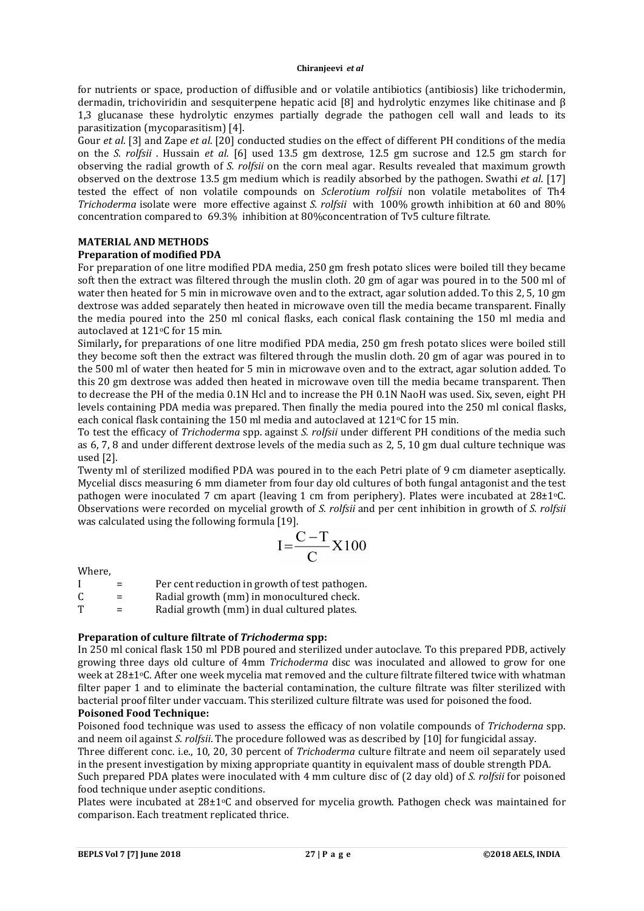for nutrients or space, production of diffusible and or volatile antibiotics (antibiosis) like trichodermin, dermadin, trichoviridin and sesquiterpene hepatic acid [8] and hydrolytic enzymes like chitinase and β 1,3 glucanase these hydrolytic enzymes partially degrade the pathogen cell wall and leads to its parasitization (mycoparasitism) [4].

Gour *et al*. [3] and Zape *et al*. [20] conducted studies on the effect of different PH conditions of the media on the *S. rolfsii* . Hussain *et al*. [6] used 13.5 gm dextrose, 12.5 gm sucrose and 12.5 gm starch for observing the radial growth of *S. rolfsii* on the corn meal agar. Results revealed that maximum growth observed on the dextrose 13.5 gm medium which is readily absorbed by the pathogen. Swathi *et al*. [17] tested the effect of non volatile compounds on *Sclerotium rolfsii* non volatile metabolites of Th4 *Trichoderma* isolate were more effective against *S. rolfsii* with 100% growth inhibition at 60 and 80% concentration compared to 69.3% inhibition at 80%concentration of Tv5 culture filtrate.

## MATERIAL AND METHODS

### Preparation of modified PDA

For preparation of one litre modified PDA media, 250 gm fresh potato slices were boiled till they became soft then the extract was filtered through the muslin cloth. 20 gm of agar was poured in to the 500 ml of water then heated for 5 min in microwave oven and to the extract, agar solution added. To this 2, 5, 10 gm dextrose was added separately then heated in microwave oven till the media became transparent. Finally the media poured into the 250 ml conical flasks, each conical flask containing the 150 ml media and autoclaved at 121°C for 15 min.

Similarly**,** for preparations of one litre modified PDA media, 250 gm fresh potato slices were boiled still they become soft then the extract was filtered through the muslin cloth. 20 gm of agar was poured in to the 500 ml of water then heated for 5 min in microwave oven and to the extract, agar solution added. To this 20 gm dextrose was added then heated in microwave oven till the media became transparent. Then to decrease the PH of the media 0.1N Hcl and to increase the PH 0.1N NaoH was used. Six, seven, eight PH levels containing PDA media was prepared. Then finally the media poured into the 250 ml conical flasks, each conical flask containing the 150 ml media and autoclaved at 121°C for 15 min.

To test the efficacy of *Trichoderma* spp. against *S. rolfsii* under different PH conditions of the media such as 6, 7, 8 and under different dextrose levels of the media such as 2, 5, 10 gm dual culture technique was used [2].

Twenty ml of sterilized modified PDA was poured in to the each Petri plate of 9 cm diameter aseptically. Mycelial discs measuring 6 mm diameter from four day old cultures of both fungal antagonist and the test pathogen were inoculated 7 cm apart (leaving 1 cm from periphery). Plates were incubated at 28±1°C. Observations were recorded on mycelial growth of *S. rolfsii* and per cent inhibition in growth of *S. rolfsii* was calculated using the following formula [19].

$$I = \frac{C - T}{C} X100$$

Where,

I = Per cent reduction in growth of test pathogen.
C = Radial growth (mm) in monocultured check.
T = Radial growth (mm) in dual cultured plates.

### Preparation of culture filtrate of *Trichoderma* spp:

In 250 ml conical flask 150 ml PDB poured and sterilized under autoclave. To this prepared PDB, actively growing three days old culture of 4mm *Trichoderma* disc was inoculated and allowed to grow for one week at 28±1°C. After one week mycelia mat removed and the culture filtrate filtered twice with whatman filter paper 1 and to eliminate the bacterial contamination, the culture filtrate was filter sterilized with bacterial proof filter under vaccuam. This sterilized culture filtrate was used for poisoned the food.

### Poisoned Food Technique:

Poisoned food technique was used to assess the efficacy of non volatile compounds of *Trichoderna* spp. and neem oil against *S. rolfsii*. The procedure followed was as described by [10] for fungicidal assay.

Three different conc. i.e., 10, 20, 30 percent of *Trichoderma* culture filtrate and neem oil separately used in the present investigation by mixing appropriate quantity in equivalent mass of double strength PDA.

Such prepared PDA plates were inoculated with 4 mm culture disc of (2 day old) of *S. rolfsii* for poisoned food technique under aseptic conditions.

Plates were incubated at 28±1°C and observed for mycelia growth. Pathogen check was maintained for comparison. Each treatment replicated thrice.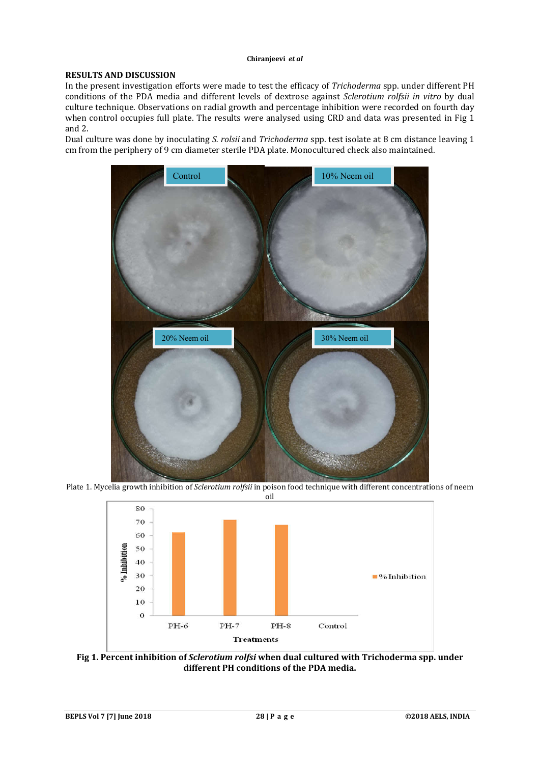## RESULTS AND DISCUSSION

In the present investigation efforts were made to test the efficacy of *Trichoderma* spp. under different PH conditions of the PDA media and different levels of dextrose against *Sclerotium rolfsii in vitro* by dual culture technique. Observations on radial growth and percentage inhibition were recorded on fourth day when control occupies full plate. The results were analysed using CRD and data was presented in Fig 1 and 2.

Dual culture was done by inoculating *S. rolsii* and *Trichoderma* spp. test isolate at 8 cm distance leaving 1 cm from the periphery of 9 cm diameter sterile PDA plate. Monocultured check also maintained.

Plate 1. Mycelia growth inhibition of *Sclerotium rolfsii* in poison food technique with different concentrations of neem oil

**Fig 1. Percent inhibition of *Sclerotium rolfsi* when dual cultured with Trichoderma spp. under different PH conditions of the PDA media.**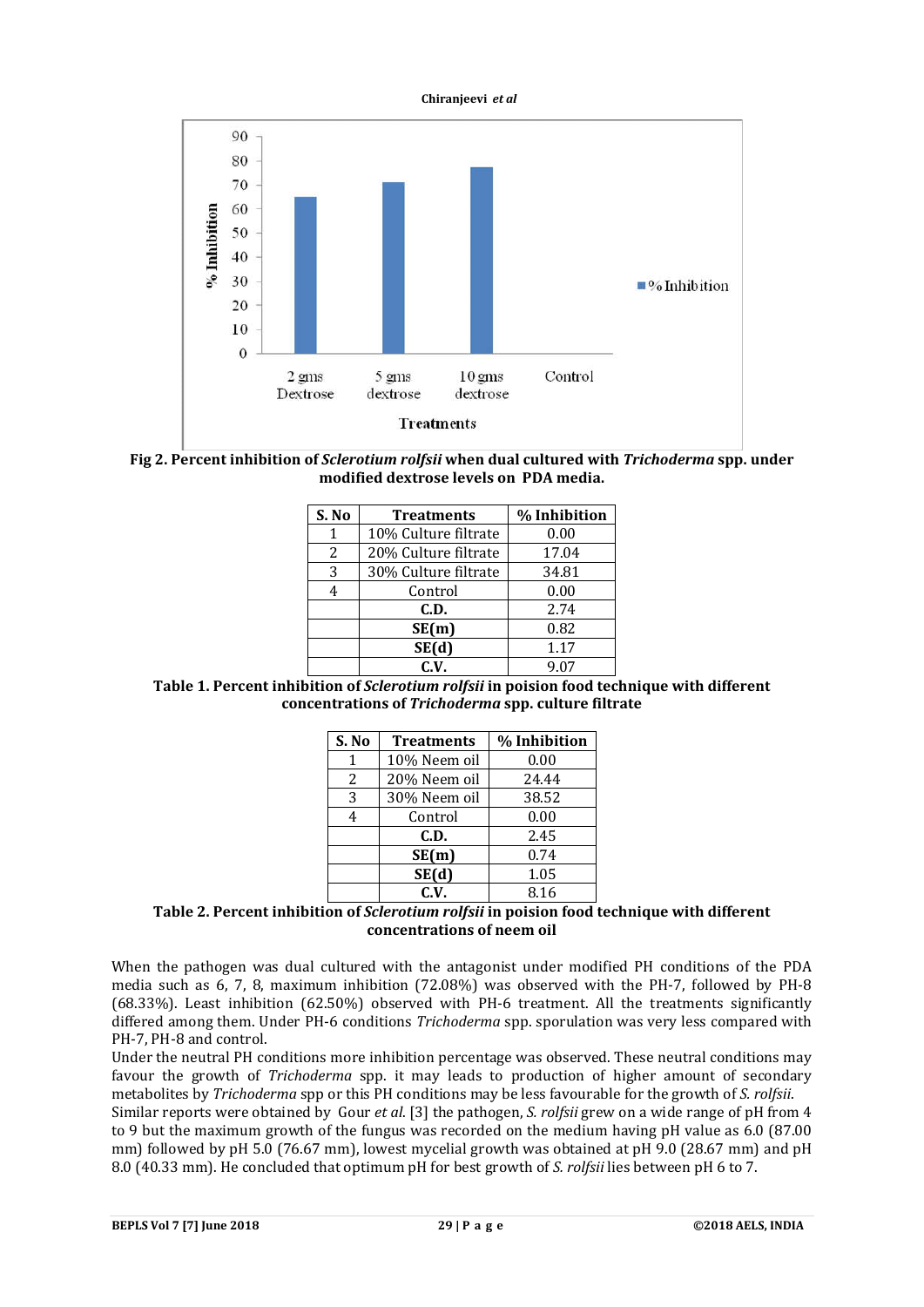**Fig 2. Percent inhibition of *Sclerotium rolfsii* when dual cultured with *Trichoderma* spp. under modified dextrose levels on PDA media.**

| S. No | Treatments | % Inhibition |
|---|---|---|
| 1 | 10% Culture filtrate | 0.00 |
| 2 | 20% Culture filtrate | 17.04 |
| 3 | 30% Culture filtrate | 34.81 |
| 4 | Control | 0.00 |
| | **C.D.** | 2.74 |
| | **SE(m)** | 0.82 |
| | **SE(d)** | 1.17 |
| | **C.V.** | 9.07 |

**Table 1. Percent inhibition of *Sclerotium rolfsii* in poision food technique with different concentrations of *Trichoderma* spp. culture filtrate**

| S. No | Treatments | % Inhibition |
|---|---|---|
| 1 | 10% Neem oil | 0.00 |
| 2 | 20% Neem oil | 24.44 |
| 3 | 30% Neem oil | 38.52 |
| 4 | Control | 0.00 |
| | **C.D.** | 2.45 |
| | **SE(m)** | 0.74 |
| | **SE(d)** | 1.05 |
| | **C.V.** | 8.16 |

**Table 2. Percent inhibition of *Sclerotium rolfsii* in poision food technique with different concentrations of neem oil**

When the pathogen was dual cultured with the antagonist under modified PH conditions of the PDA media such as 6, 7, 8, maximum inhibition (72.08%) was observed with the PH-7, followed by PH-8 (68.33%). Least inhibition (62.50%) observed with PH-6 treatment. All the treatments significantly differed among them. Under PH-6 conditions *Trichoderma* spp. sporulation was very less compared with PH-7, PH-8 and control.

Under the neutral PH conditions more inhibition percentage was observed. These neutral conditions may favour the growth of *Trichoderma* spp. it may leads to production of higher amount of secondary metabolites by *Trichoderma* spp or this PH conditions may be less favourable for the growth of *S. rolfsii*.

Similar reports were obtained by Gour *et al.* [3] the pathogen, *S. rolfsii* grew on a wide range of pH from 4 to 9 but the maximum growth of the fungus was recorded on the medium having pH value as 6.0 (87.00 mm) followed by pH 5.0 (76.67 mm), lowest mycelial growth was obtained at pH 9.0 (28.67 mm) and pH 8.0 (40.33 mm). He concluded that optimum pH for best growth of *S. rolfsii* lies between pH 6 to 7.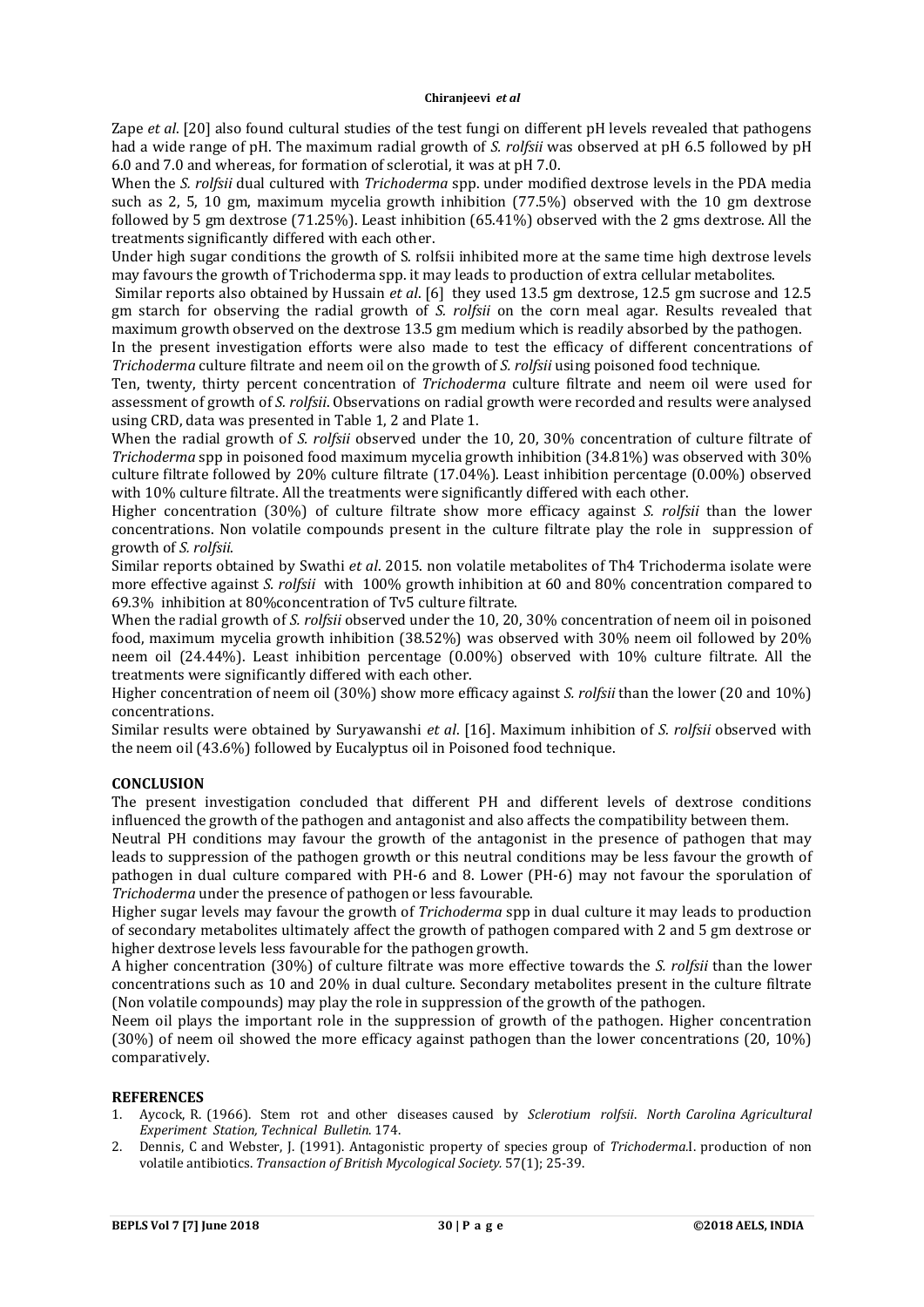Zape *et al*. [20] also found cultural studies of the test fungi on different pH levels revealed that pathogens had a wide range of pH. The maximum radial growth of *S. rolfsii* was observed at pH 6.5 followed by pH 6.0 and 7.0 and whereas, for formation of sclerotial, it was at pH 7.0.

When the *S. rolfsii* dual cultured with *Trichoderma* spp. under modified dextrose levels in the PDA media such as 2, 5, 10 gm, maximum mycelia growth inhibition (77.5%) observed with the 10 gm dextrose followed by 5 gm dextrose (71.25%). Least inhibition (65.41%) observed with the 2 gms dextrose. All the treatments significantly differed with each other.

Under high sugar conditions the growth of S. rolfsii inhibited more at the same time high dextrose levels may favours the growth of Trichoderma spp. it may leads to production of extra cellular metabolites.

Similar reports also obtained by Hussain *et al*. [6] they used 13.5 gm dextrose, 12.5 gm sucrose and 12.5 gm starch for observing the radial growth of *S. rolfsii* on the corn meal agar. Results revealed that maximum growth observed on the dextrose 13.5 gm medium which is readily absorbed by the pathogen.

In the present investigation efforts were also made to test the efficacy of different concentrations of *Trichoderma* culture filtrate and neem oil on the growth of *S. rolfsii* using poisoned food technique.

Ten, twenty, thirty percent concentration of *Trichoderma* culture filtrate and neem oil were used for assessment of growth of *S. rolfsii*. Observations on radial growth were recorded and results were analysed using CRD, data was presented in Table 1, 2 and Plate 1.

When the radial growth of *S. rolfsii* observed under the 10, 20, 30% concentration of culture filtrate of *Trichoderma* spp in poisoned food maximum mycelia growth inhibition (34.81%) was observed with 30% culture filtrate followed by 20% culture filtrate (17.04%). Least inhibition percentage (0.00%) observed with 10% culture filtrate. All the treatments were significantly differed with each other.

Higher concentration (30%) of culture filtrate show more efficacy against *S. rolfsii* than the lower concentrations. Non volatile compounds present in the culture filtrate play the role in suppression of growth of *S. rolfsii*.

Similar reports obtained by Swathi *et al*. 2015. non volatile metabolites of Th4 Trichoderma isolate were more effective against *S. rolfsii* with 100% growth inhibition at 60 and 80% concentration compared to 69.3% inhibition at 80%concentration of Tv5 culture filtrate.

When the radial growth of *S. rolfsii* observed under the 10, 20, 30% concentration of neem oil in poisoned food, maximum mycelia growth inhibition (38.52%) was observed with 30% neem oil followed by 20% neem oil (24.44%). Least inhibition percentage (0.00%) observed with 10% culture filtrate. All the treatments were significantly differed with each other.

Higher concentration of neem oil (30%) show more efficacy against *S. rolfsii* than the lower (20 and 10%) concentrations.

Similar results were obtained by Suryawanshi *et al*. [16]. Maximum inhibition of *S. rolfsii* observed with the neem oil (43.6%) followed by Eucalyptus oil in Poisoned food technique.

## CONCLUSION

The present investigation concluded that different PH and different levels of dextrose conditions influenced the growth of the pathogen and antagonist and also affects the compatibility between them.

Neutral PH conditions may favour the growth of the antagonist in the presence of pathogen that may leads to suppression of the pathogen growth or this neutral conditions may be less favour the growth of pathogen in dual culture compared with PH-6 and 8. Lower (PH-6) may not favour the sporulation of *Trichoderma* under the presence of pathogen or less favourable.

Higher sugar levels may favour the growth of *Trichoderma* spp in dual culture it may leads to production of secondary metabolites ultimately affect the growth of pathogen compared with 2 and 5 gm dextrose or higher dextrose levels less favourable for the pathogen growth.

A higher concentration (30%) of culture filtrate was more effective towards the *S. rolfsii* than the lower concentrations such as 10 and 20% in dual culture. Secondary metabolites present in the culture filtrate (Non volatile compounds) may play the role in suppression of the growth of the pathogen.

Neem oil plays the important role in the suppression of growth of the pathogen. Higher concentration (30%) of neem oil showed the more efficacy against pathogen than the lower concentrations (20, 10%) comparatively.

## REFERENCES

1. Aycock, R. (1966). Stem rot and other diseases caused by *Sclerotium rolfsii*. *North Carolina Agricultural Experiment Station, Technical Bulletin*. 174.
2. Dennis, C and Webster, J. (1991). Antagonistic property of species group of *Trichoderma*.I. production of non volatile antibiotics. *Transaction of British Mycological Society*. 57(1); 25-39.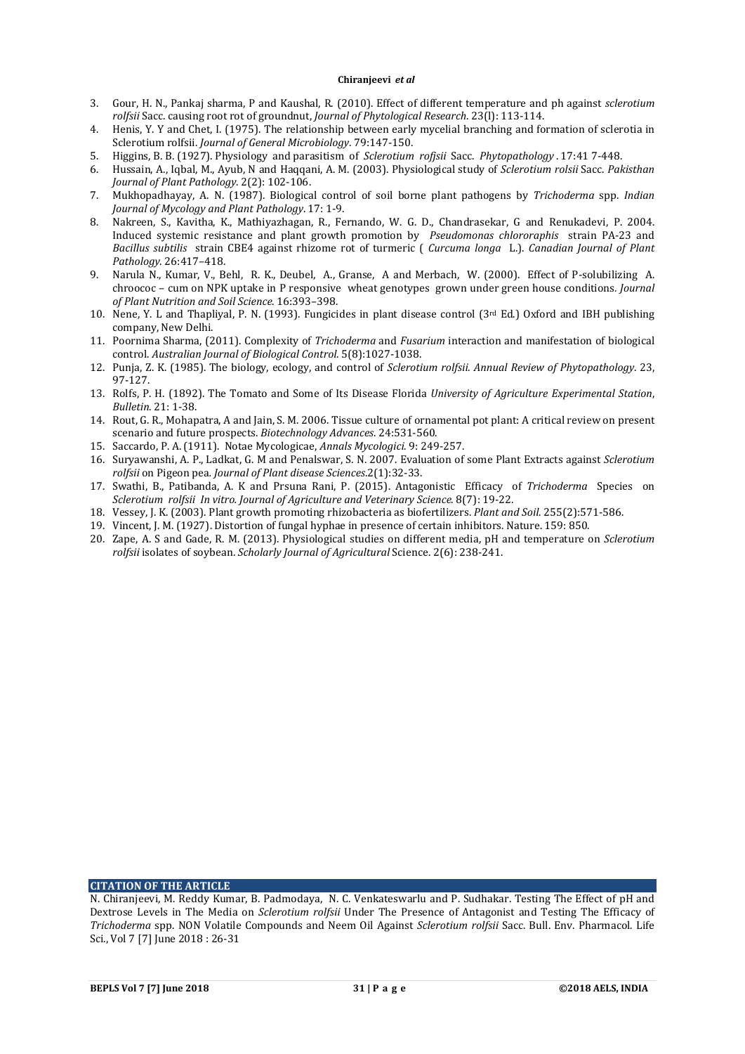3. Gour, H. N., Pankaj sharma, P and Kaushal, R. (2010). Effect of different temperature and ph against *sclerotium rolfsii* Sacc. causing root rot of groundnut, *Journal of Phytological Research*. 23(l): 113-114.
4. Henis, Y. Y and Chet, I. (1975). The relationship between early mycelial branching and formation of sclerotia in Sclerotium rolfsii. *Journal of General Microbiology*. 79:147-150.
5. Higgins, B. B. (1927). Physiology and parasitism of *Sclerotium rofjsii* Sacc. *Phytopathology* . 17:41 7-448.
6. Hussain, A., Iqbal, M., Ayub, N and Haqqani, A. M. (2003). Physiological study of *Sclerotium rolsii* Sacc. *Pakisthan Journal of Plant Pathology*. 2(2): 102-106.
7. Mukhopadhayay, A. N. (1987). Biological control of soil borne plant pathogens by *Trichoderma* spp. *Indian Journal of Mycology and Plant Pathology*. 17: 1-9.
8. Nakreen, S., Kavitha, K., Mathiyazhagan, R., Fernando, W. G. D., Chandrasekar, G and Renukadevi, P. 2004. Induced systemic resistance and plant growth promotion by *Pseudomonas chlororaphis* strain PA-23 and *Bacillus subtilis* strain CBE4 against rhizome rot of turmeric ( *Curcuma longa* L.). *Canadian Journal of Plant Pathology*. 26:417–418.
9. Narula N., Kumar, V., Behl, R. K., Deubel, A., Granse, A and Merbach, W. (2000). Effect of P-solubilizing A. chroococ – cum on NPK uptake in P responsive wheat genotypes grown under green house conditions. *Journal of Plant Nutrition and Soil Science*. 16:393–398.
10. Nene, Y. L and Thapliyal, P. N. (1993). Fungicides in plant disease control (3rd Ed.) Oxford and IBH publishing company, New Delhi.
11. Poornima Sharma, (2011). Complexity of *Trichoderma* and *Fusarium* interaction and manifestation of biological control. *Australian Journal of Biological Control*. 5(8):1027-1038.
12. Punja, Z. K. (1985). The biology, ecology, and control of *Sclerotium rolfsii*. *Annual Review of Phytopathology*. 23, 97-127.
13. Rolfs, P. H. (1892). The Tomato and Some of Its Disease Florida *University of Agriculture Experimental Station*, *Bulletin*. 21: 1-38.
14. Rout, G. R., Mohapatra, A and Jain, S. M. 2006. Tissue culture of ornamental pot plant: A critical review on present scenario and future prospects. *Biotechnology Advances*. 24:531-560.
15. Saccardo, P. A. (1911). Notae Mycologicae, *Annals Mycologici*. 9: 249-257.
16. Suryawanshi, A. P., Ladkat, G. M and Penalswar, S. N. 2007. Evaluation of some Plant Extracts against *Sclerotium rolfsii* on Pigeon pea. *Journal of Plant disease Sciences*.2(1):32-33.
17. Swathi, B., Patibanda, A. K and Prsuna Rani, P. (2015). Antagonistic Efficacy of *Trichoderma* Species on *Sclerotium rolfsii In vitro*. *Journal of Agriculture and Veterinary Science*. 8(7): 19-22.
18. Vessey, J. K. (2003). Plant growth promoting rhizobacteria as biofertilizers. *Plant and Soil*. 255(2):571-586.
19. Vincent, J. M. (1927). Distortion of fungal hyphae in presence of certain inhibitors. Nature. 159: 850.
20. Zape, A. S and Gade, R. M. (2013). Physiological studies on different media, pH and temperature on *Sclerotium rolfsii* isolates of soybean. *Scholarly Journal of Agricultural* Science. 2(6): 238-241.

**CITATION OF THE ARTICLE**

N. Chiranjeevi, M. Reddy Kumar, B. Padmodaya, N. C. Venkateswarlu and P. Sudhakar. Testing The Effect of pH and Dextrose Levels in The Media on *Sclerotium rolfsii* Under The Presence of Antagonist and Testing The Efficacy of *Trichoderma* spp. NON Volatile Compounds and Neem Oil Against *Sclerotium rolfsii* Sacc. Bull. Env. Pharmacol. Life Sci., Vol 7 [7] June 2018 : 26-31